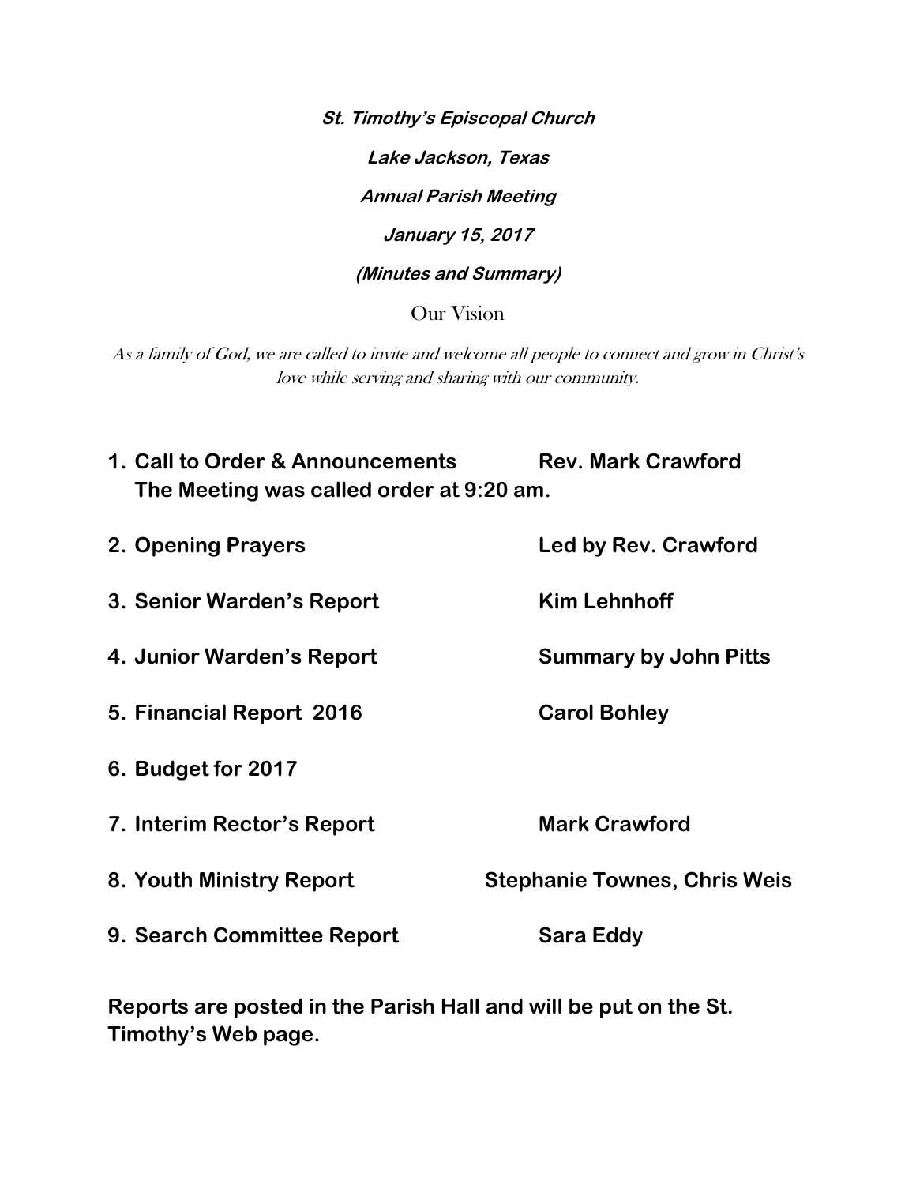***St. Timothy's Episcopal Church***

***Lake Jackson, Texas***

***Annual Parish Meeting***

***January 15, 2017***

***(Minutes and Summary)***

Our Vision

*As a family of God, we are called to invite and welcome all people to connect and grow in Christ's love while serving and sharing with our community.*

1. **Call to Order & Announcements — Rev. Mark Crawford**
   **The Meeting was called order at 9:20 am.**
2. **Opening Prayers — Led by Rev. Crawford**
3. **Senior Warden's Report — Kim Lehnhoff**
4. **Junior Warden's Report — Summary by John Pitts**
5. **Financial Report 2016 — Carol Bohley**
6. **Budget for 2017**
7. **Interim Rector's Report — Mark Crawford**
8. **Youth Ministry Report — Stephanie Townes, Chris Weis**
9. **Search Committee Report — Sara Eddy**

**Reports are posted in the Parish Hall and will be put on the St. Timothy's Web page.**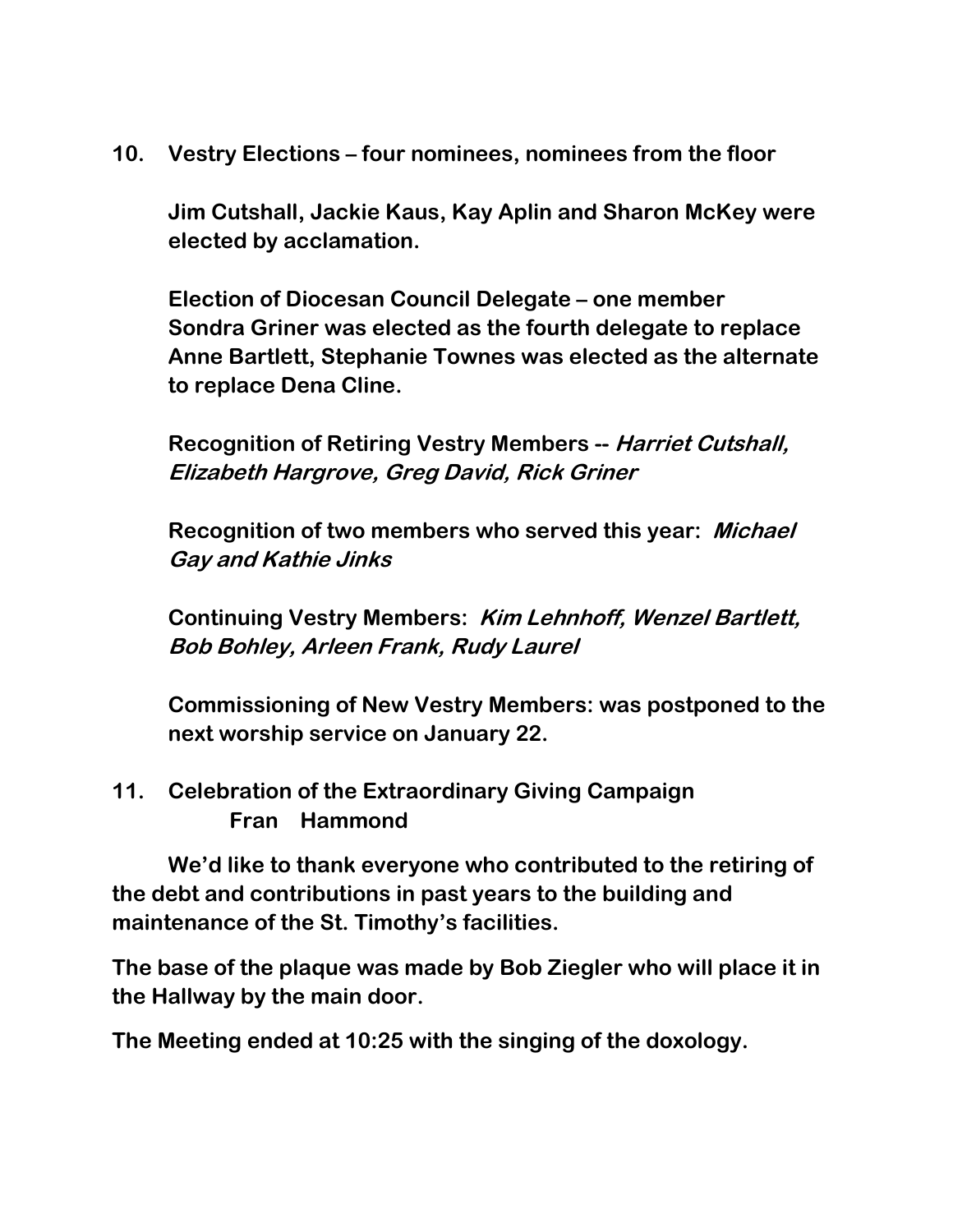10. **Vestry Elections – four nominees, nominees from the floor**

    **Jim Cutshall, Jackie Kaus, Kay Aplin and Sharon McKey were elected by acclamation.**

    **Election of Diocesan Council Delegate – one member**
    **Sondra Griner was elected as the fourth delegate to replace Anne Bartlett, Stephanie Townes was elected as the alternate to replace Dena Cline.**

    **Recognition of Retiring Vestry Members --** ***Harriet Cutshall, Elizabeth Hargrove, Greg David, Rick Griner***

    **Recognition of two members who served this year:** ***Michael Gay and Kathie Jinks***

    **Continuing Vestry Members:** ***Kim Lehnhoff, Wenzel Bartlett, Bob Bohley, Arleen Frank, Rudy Laurel***

    **Commissioning of New Vestry Members: was postponed to the next worship service on January 22.**

11. **Celebration of the Extraordinary Giving Campaign**
    **Fran Hammond**

**We'd like to thank everyone who contributed to the retiring of the debt and contributions in past years to the building and maintenance of the St. Timothy's facilities.**

**The base of the plaque was made by Bob Ziegler who will place it in the Hallway by the main door.**

**The Meeting ended at 10:25 with the singing of the doxology.**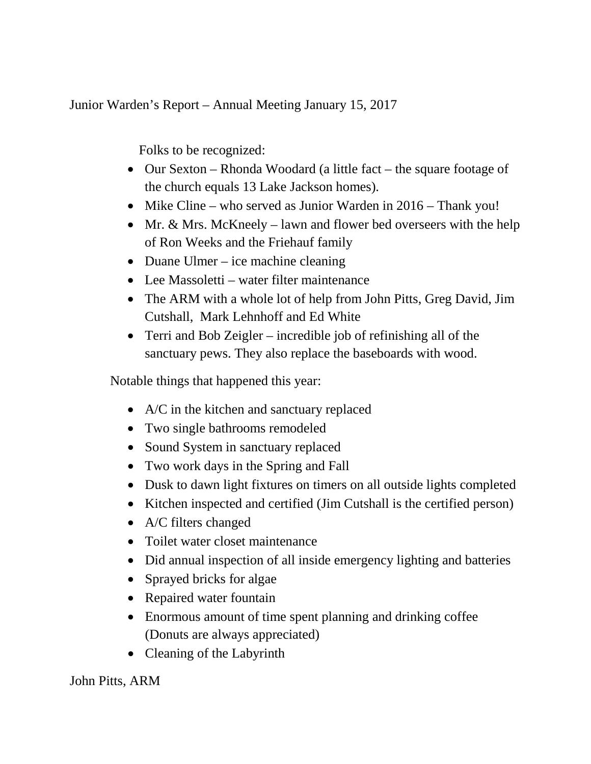Junior Warden's Report – Annual Meeting January 15, 2017

Folks to be recognized:

- Our Sexton – Rhonda Woodard (a little fact – the square footage of the church equals 13 Lake Jackson homes).
- Mike Cline – who served as Junior Warden in 2016 – Thank you!
- Mr. & Mrs. McKneely – lawn and flower bed overseers with the help of Ron Weeks and the Friehauf family
- Duane Ulmer – ice machine cleaning
- Lee Massoletti – water filter maintenance
- The ARM with a whole lot of help from John Pitts, Greg David, Jim Cutshall, Mark Lehnhoff and Ed White
- Terri and Bob Zeigler – incredible job of refinishing all of the sanctuary pews. They also replace the baseboards with wood.

Notable things that happened this year:

- A/C in the kitchen and sanctuary replaced
- Two single bathrooms remodeled
- Sound System in sanctuary replaced
- Two work days in the Spring and Fall
- Dusk to dawn light fixtures on timers on all outside lights completed
- Kitchen inspected and certified (Jim Cutshall is the certified person)
- A/C filters changed
- Toilet water closet maintenance
- Did annual inspection of all inside emergency lighting and batteries
- Sprayed bricks for algae
- Repaired water fountain
- Enormous amount of time spent planning and drinking coffee (Donuts are always appreciated)
- Cleaning of the Labyrinth

John Pitts, ARM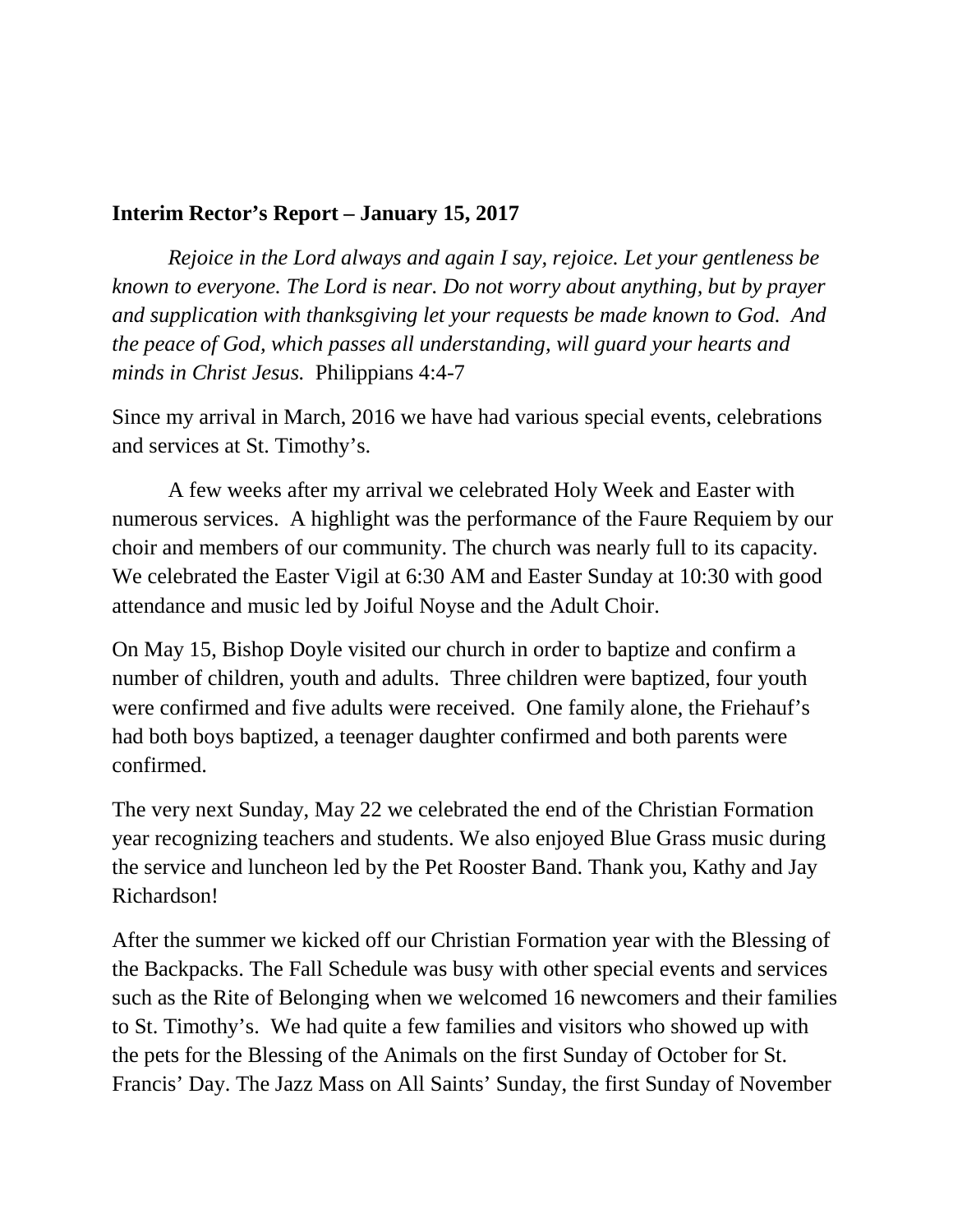**Interim Rector's Report – January 15, 2017**

*Rejoice in the Lord always and again I say, rejoice. Let your gentleness be known to everyone. The Lord is near. Do not worry about anything, but by prayer and supplication with thanksgiving let your requests be made known to God. And the peace of God, which passes all understanding, will guard your hearts and minds in Christ Jesus.* Philippians 4:4-7

Since my arrival in March, 2016 we have had various special events, celebrations and services at St. Timothy's.

A few weeks after my arrival we celebrated Holy Week and Easter with numerous services. A highlight was the performance of the Faure Requiem by our choir and members of our community. The church was nearly full to its capacity. We celebrated the Easter Vigil at 6:30 AM and Easter Sunday at 10:30 with good attendance and music led by Joiful Noyse and the Adult Choir.

On May 15, Bishop Doyle visited our church in order to baptize and confirm a number of children, youth and adults. Three children were baptized, four youth were confirmed and five adults were received. One family alone, the Friehauf's had both boys baptized, a teenager daughter confirmed and both parents were confirmed.

The very next Sunday, May 22 we celebrated the end of the Christian Formation year recognizing teachers and students. We also enjoyed Blue Grass music during the service and luncheon led by the Pet Rooster Band. Thank you, Kathy and Jay Richardson!

After the summer we kicked off our Christian Formation year with the Blessing of the Backpacks. The Fall Schedule was busy with other special events and services such as the Rite of Belonging when we welcomed 16 newcomers and their families to St. Timothy's. We had quite a few families and visitors who showed up with the pets for the Blessing of the Animals on the first Sunday of October for St. Francis' Day. The Jazz Mass on All Saints' Sunday, the first Sunday of November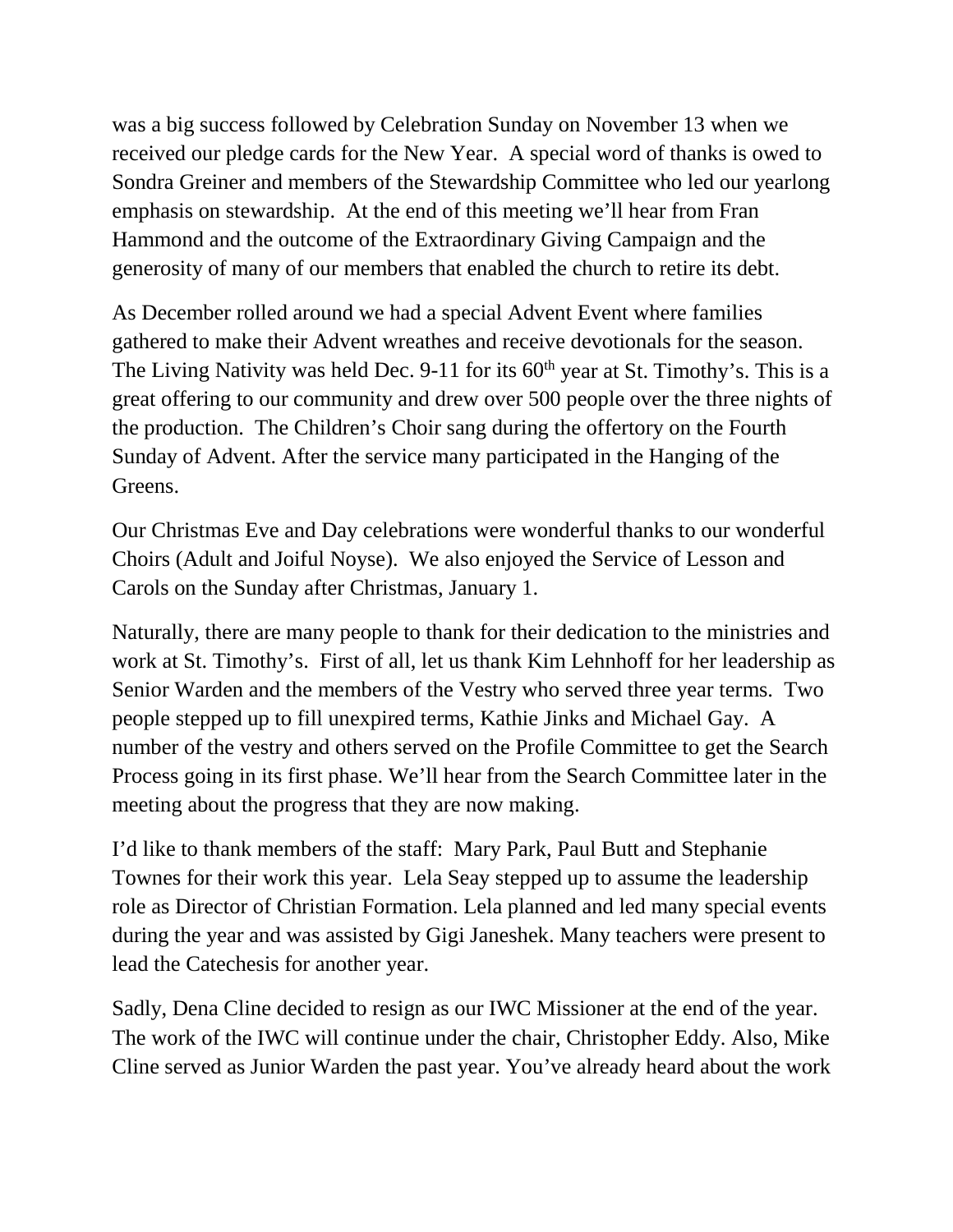was a big success followed by Celebration Sunday on November 13 when we received our pledge cards for the New Year. A special word of thanks is owed to Sondra Greiner and members of the Stewardship Committee who led our yearlong emphasis on stewardship. At the end of this meeting we'll hear from Fran Hammond and the outcome of the Extraordinary Giving Campaign and the generosity of many of our members that enabled the church to retire its debt.

As December rolled around we had a special Advent Event where families gathered to make their Advent wreathes and receive devotionals for the season. The Living Nativity was held Dec. 9-11 for its 60th year at St. Timothy's. This is a great offering to our community and drew over 500 people over the three nights of the production. The Children's Choir sang during the offertory on the Fourth Sunday of Advent. After the service many participated in the Hanging of the Greens.

Our Christmas Eve and Day celebrations were wonderful thanks to our wonderful Choirs (Adult and Joiful Noyse). We also enjoyed the Service of Lesson and Carols on the Sunday after Christmas, January 1.

Naturally, there are many people to thank for their dedication to the ministries and work at St. Timothy's. First of all, let us thank Kim Lehnhoff for her leadership as Senior Warden and the members of the Vestry who served three year terms. Two people stepped up to fill unexpired terms, Kathie Jinks and Michael Gay. A number of the vestry and others served on the Profile Committee to get the Search Process going in its first phase. We'll hear from the Search Committee later in the meeting about the progress that they are now making.

I'd like to thank members of the staff: Mary Park, Paul Butt and Stephanie Townes for their work this year. Lela Seay stepped up to assume the leadership role as Director of Christian Formation. Lela planned and led many special events during the year and was assisted by Gigi Janeshek. Many teachers were present to lead the Catechesis for another year.

Sadly, Dena Cline decided to resign as our IWC Missioner at the end of the year. The work of the IWC will continue under the chair, Christopher Eddy. Also, Mike Cline served as Junior Warden the past year. You've already heard about the work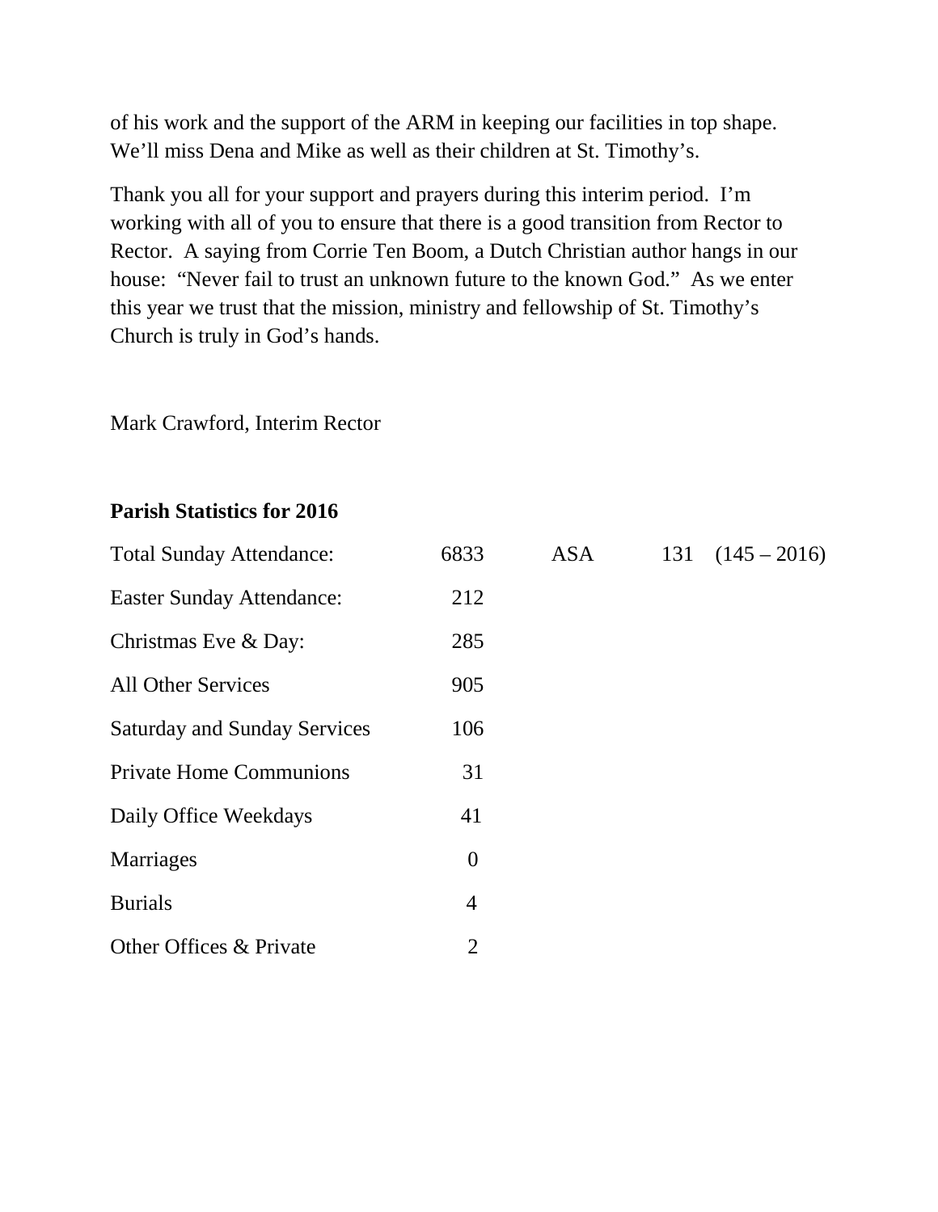of his work and the support of the ARM in keeping our facilities in top shape. We'll miss Dena and Mike as well as their children at St. Timothy's.

Thank you all for your support and prayers during this interim period. I'm working with all of you to ensure that there is a good transition from Rector to Rector. A saying from Corrie Ten Boom, a Dutch Christian author hangs in our house: "Never fail to trust an unknown future to the known God." As we enter this year we trust that the mission, ministry and fellowship of St. Timothy's Church is truly in God's hands.

Mark Crawford, Interim Rector

**Parish Statistics for 2016**

| | | | | |
|---|---|---|---|---|
| Total Sunday Attendance: | 6833 | ASA | 131 | (145 – 2016) |
| Easter Sunday Attendance: | 212 | | | |
| Christmas Eve & Day: | 285 | | | |
| All Other Services | 905 | | | |
| Saturday and Sunday Services | 106 | | | |
| Private Home Communions | 31 | | | |
| Daily Office Weekdays | 41 | | | |
| Marriages | 0 | | | |
| Burials | 4 | | | |
| Other Offices & Private | 2 | | | |